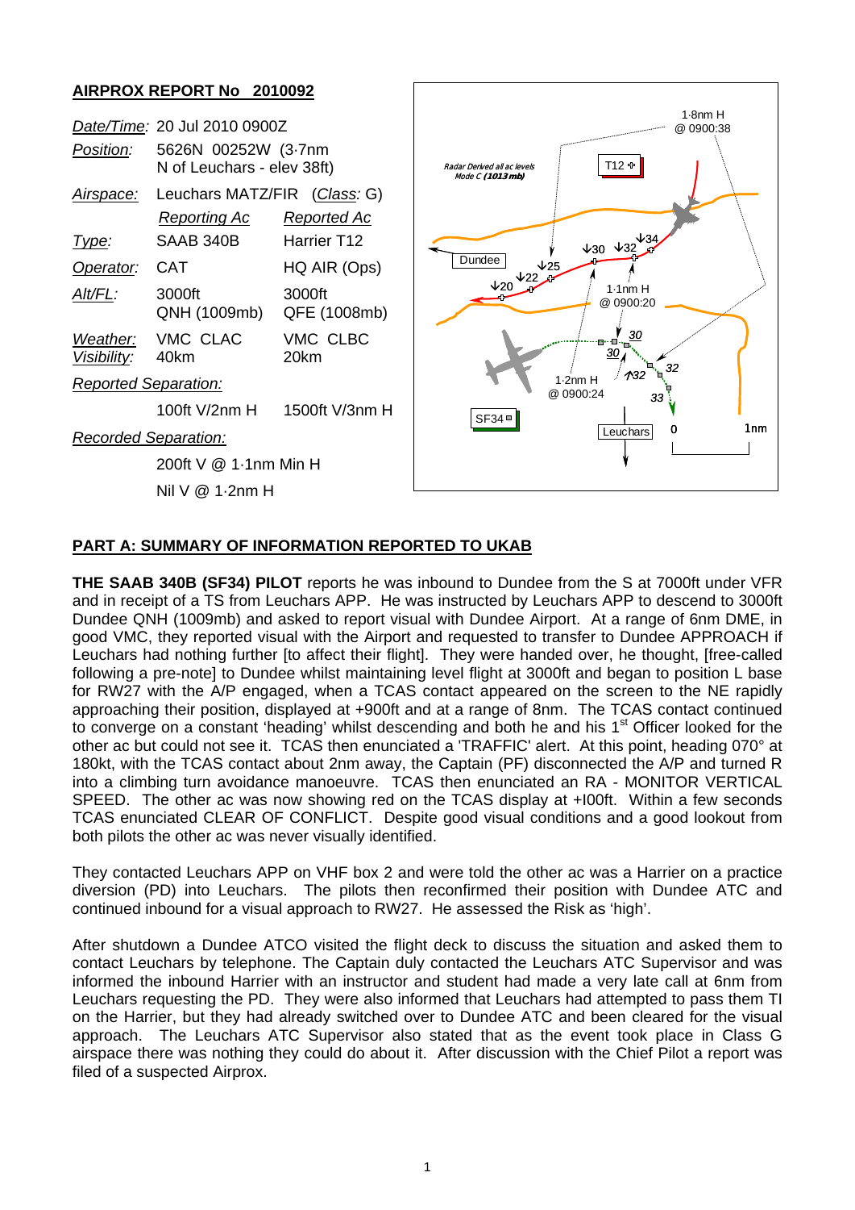## AIRPROX REPORT No 2010092

| | | |
|---|---|---|
| *Date/Time*: | 20 Jul 2010 0900Z | |
| *Position:* | 5626N 00252W (3·7nm N of Leuchars - elev 38ft) | |
| *Airspace:* | Leuchars MATZ/FIR (*Class*: G) | |
| | *Reporting Ac* | *Reported Ac* |
| *Type:* | SAAB 340B | Harrier T12 |
| *Operator:* | CAT | HQ AIR (Ops) |
| *Alt/FL:* | 3000ft QNH (1009mb) | 3000ft QFE (1008mb) |
| *Weather:* | VMC CLAC | VMC CLBC |
| *Visibility:* | 40km | 20km |
| *Reported Separation:* | | |
| | 100ft V/2nm H | 1500ft V/3nm H |
| *Recorded Separation:* | | |
| | 200ft V @ 1·1nm Min H | |
| | Nil V @ 1·2nm H | |

## PART A: SUMMARY OF INFORMATION REPORTED TO UKAB

**THE SAAB 340B (SF34) PILOT** reports he was inbound to Dundee from the S at 7000ft under VFR and in receipt of a TS from Leuchars APP. He was instructed by Leuchars APP to descend to 3000ft Dundee QNH (1009mb) and asked to report visual with Dundee Airport. At a range of 6nm DME, in good VMC, they reported visual with the Airport and requested to transfer to Dundee APPROACH if Leuchars had nothing further [to affect their flight]. They were handed over, he thought, [free-called following a pre-note] to Dundee whilst maintaining level flight at 3000ft and began to position L base for RW27 with the A/P engaged, when a TCAS contact appeared on the screen to the NE rapidly approaching their position, displayed at +900ft and at a range of 8nm. The TCAS contact continued to converge on a constant 'heading' whilst descending and both he and his 1st Officer looked for the other ac but could not see it. TCAS then enunciated a 'TRAFFIC' alert. At this point, heading 070° at 180kt, with the TCAS contact about 2nm away, the Captain (PF) disconnected the A/P and turned R into a climbing turn avoidance manoeuvre. TCAS then enunciated an RA - MONITOR VERTICAL SPEED. The other ac was now showing red on the TCAS display at +I00ft. Within a few seconds TCAS enunciated CLEAR OF CONFLICT. Despite good visual conditions and a good lookout from both pilots the other ac was never visually identified.

They contacted Leuchars APP on VHF box 2 and were told the other ac was a Harrier on a practice diversion (PD) into Leuchars. The pilots then reconfirmed their position with Dundee ATC and continued inbound for a visual approach to RW27. He assessed the Risk as 'high'.

After shutdown a Dundee ATCO visited the flight deck to discuss the situation and asked them to contact Leuchars by telephone. The Captain duly contacted the Leuchars ATC Supervisor and was informed the inbound Harrier with an instructor and student had made a very late call at 6nm from Leuchars requesting the PD. They were also informed that Leuchars had attempted to pass them TI on the Harrier, but they had already switched over to Dundee ATC and been cleared for the visual approach. The Leuchars ATC Supervisor also stated that as the event took place in Class G airspace there was nothing they could do about it. After discussion with the Chief Pilot a report was filed of a suspected Airprox.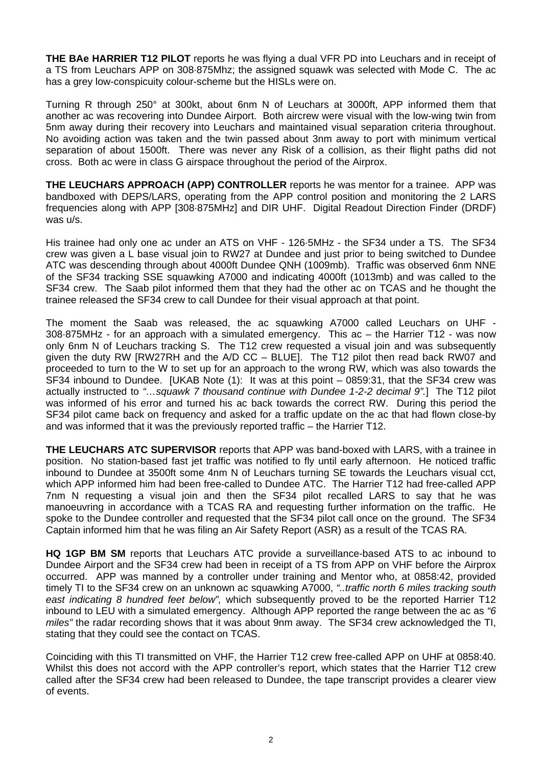**THE BAe HARRIER T12 PILOT** reports he was flying a dual VFR PD into Leuchars and in receipt of a TS from Leuchars APP on 308·875Mhz; the assigned squawk was selected with Mode C. The ac has a grey low-conspicuity colour-scheme but the HISLs were on.

Turning R through 250° at 300kt, about 6nm N of Leuchars at 3000ft, APP informed them that another ac was recovering into Dundee Airport. Both aircrew were visual with the low-wing twin from 5nm away during their recovery into Leuchars and maintained visual separation criteria throughout. No avoiding action was taken and the twin passed about 3nm away to port with minimum vertical separation of about 1500ft. There was never any Risk of a collision, as their flight paths did not cross. Both ac were in class G airspace throughout the period of the Airprox.

**THE LEUCHARS APPROACH (APP) CONTROLLER** reports he was mentor for a trainee. APP was bandboxed with DEPS/LARS, operating from the APP control position and monitoring the 2 LARS frequencies along with APP [308·875MHz] and DIR UHF. Digital Readout Direction Finder (DRDF) was u/s.

His trainee had only one ac under an ATS on VHF - 126·5MHz - the SF34 under a TS. The SF34 crew was given a L base visual join to RW27 at Dundee and just prior to being switched to Dundee ATC was descending through about 4000ft Dundee QNH (1009mb). Traffic was observed 6nm NNE of the SF34 tracking SSE squawking A7000 and indicating 4000ft (1013mb) and was called to the SF34 crew. The Saab pilot informed them that they had the other ac on TCAS and he thought the trainee released the SF34 crew to call Dundee for their visual approach at that point.

The moment the Saab was released, the ac squawking A7000 called Leuchars on UHF - 308·875MHz - for an approach with a simulated emergency. This ac – the Harrier T12 - was now only 6nm N of Leuchars tracking S. The T12 crew requested a visual join and was subsequently given the duty RW [RW27RH and the A/D CC – BLUE]. The T12 pilot then read back RW07 and proceeded to turn to the W to set up for an approach to the wrong RW, which was also towards the SF34 inbound to Dundee. [UKAB Note (1): It was at this point – 0859:31, that the SF34 crew was actually instructed to *"…squawk 7 thousand continue with Dundee 1-2-2 decimal 9".*] The T12 pilot was informed of his error and turned his ac back towards the correct RW. During this period the SF34 pilot came back on frequency and asked for a traffic update on the ac that had flown close-by and was informed that it was the previously reported traffic – the Harrier T12.

**THE LEUCHARS ATC SUPERVISOR** reports that APP was band-boxed with LARS, with a trainee in position. No station-based fast jet traffic was notified to fly until early afternoon. He noticed traffic inbound to Dundee at 3500ft some 4nm N of Leuchars turning SE towards the Leuchars visual cct, which APP informed him had been free-called to Dundee ATC. The Harrier T12 had free-called APP 7nm N requesting a visual join and then the SF34 pilot recalled LARS to say that he was manoeuvring in accordance with a TCAS RA and requesting further information on the traffic. He spoke to the Dundee controller and requested that the SF34 pilot call once on the ground. The SF34 Captain informed him that he was filing an Air Safety Report (ASR) as a result of the TCAS RA.

**HQ 1GP BM SM** reports that Leuchars ATC provide a surveillance-based ATS to ac inbound to Dundee Airport and the SF34 crew had been in receipt of a TS from APP on VHF before the Airprox occurred. APP was manned by a controller under training and Mentor who, at 0858:42, provided timely TI to the SF34 crew on an unknown ac squawking A7000, *"..traffic north 6 miles tracking south east indicating 8 hundred feet below",* which subsequently proved to be the reported Harrier T12 inbound to LEU with a simulated emergency. Although APP reported the range between the ac as *"6 miles"* the radar recording shows that it was about 9nm away. The SF34 crew acknowledged the TI, stating that they could see the contact on TCAS.

Coinciding with this TI transmitted on VHF, the Harrier T12 crew free-called APP on UHF at 0858:40. Whilst this does not accord with the APP controller's report, which states that the Harrier T12 crew called after the SF34 crew had been released to Dundee, the tape transcript provides a clearer view of events.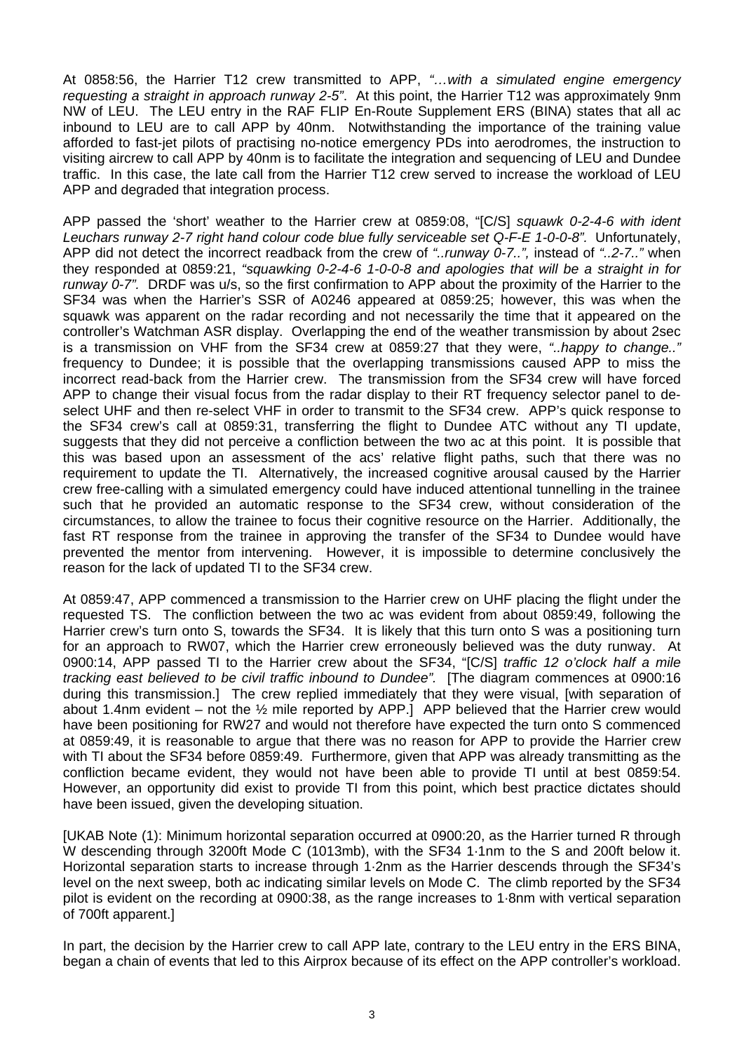At 0858:56, the Harrier T12 crew transmitted to APP, *"…with a simulated engine emergency requesting a straight in approach runway 2-5"*. At this point, the Harrier T12 was approximately 9nm NW of LEU. The LEU entry in the RAF FLIP En-Route Supplement ERS (BINA) states that all ac inbound to LEU are to call APP by 40nm. Notwithstanding the importance of the training value afforded to fast-jet pilots of practising no-notice emergency PDs into aerodromes, the instruction to visiting aircrew to call APP by 40nm is to facilitate the integration and sequencing of LEU and Dundee traffic. In this case, the late call from the Harrier T12 crew served to increase the workload of LEU APP and degraded that integration process.

APP passed the 'short' weather to the Harrier crew at 0859:08, "[C/S] *squawk 0-2-4-6 with ident Leuchars runway 2-7 right hand colour code blue fully serviceable set Q-F-E 1-0-0-8".* Unfortunately, APP did not detect the incorrect readback from the crew of *"..runway 0-7..",* instead of *"..2-7.."* when they responded at 0859:21, *"squawking 0-2-4-6 1-0-0-8 and apologies that will be a straight in for runway 0-7".* DRDF was u/s, so the first confirmation to APP about the proximity of the Harrier to the SF34 was when the Harrier's SSR of A0246 appeared at 0859:25; however, this was when the squawk was apparent on the radar recording and not necessarily the time that it appeared on the controller's Watchman ASR display. Overlapping the end of the weather transmission by about 2sec is a transmission on VHF from the SF34 crew at 0859:27 that they were, *"..happy to change.."* frequency to Dundee; it is possible that the overlapping transmissions caused APP to miss the incorrect read-back from the Harrier crew. The transmission from the SF34 crew will have forced APP to change their visual focus from the radar display to their RT frequency selector panel to de-select UHF and then re-select VHF in order to transmit to the SF34 crew. APP's quick response to the SF34 crew's call at 0859:31, transferring the flight to Dundee ATC without any TI update, suggests that they did not perceive a confliction between the two ac at this point. It is possible that this was based upon an assessment of the acs' relative flight paths, such that there was no requirement to update the TI. Alternatively, the increased cognitive arousal caused by the Harrier crew free-calling with a simulated emergency could have induced attentional tunnelling in the trainee such that he provided an automatic response to the SF34 crew, without consideration of the circumstances, to allow the trainee to focus their cognitive resource on the Harrier. Additionally, the fast RT response from the trainee in approving the transfer of the SF34 to Dundee would have prevented the mentor from intervening. However, it is impossible to determine conclusively the reason for the lack of updated TI to the SF34 crew.

At 0859:47, APP commenced a transmission to the Harrier crew on UHF placing the flight under the requested TS. The confliction between the two ac was evident from about 0859:49, following the Harrier crew's turn onto S, towards the SF34. It is likely that this turn onto S was a positioning turn for an approach to RW07, which the Harrier crew erroneously believed was the duty runway. At 0900:14, APP passed TI to the Harrier crew about the SF34, "[C/S] *traffic 12 o'clock half a mile tracking east believed to be civil traffic inbound to Dundee"*. [The diagram commences at 0900:16 during this transmission.] The crew replied immediately that they were visual, [with separation of about 1.4nm evident – not the ½ mile reported by APP.] APP believed that the Harrier crew would have been positioning for RW27 and would not therefore have expected the turn onto S commenced at 0859:49, it is reasonable to argue that there was no reason for APP to provide the Harrier crew with TI about the SF34 before 0859:49. Furthermore, given that APP was already transmitting as the confliction became evident, they would not have been able to provide TI until at best 0859:54. However, an opportunity did exist to provide TI from this point, which best practice dictates should have been issued, given the developing situation.

[UKAB Note (1): Minimum horizontal separation occurred at 0900:20, as the Harrier turned R through W descending through 3200ft Mode C (1013mb), with the SF34 1·1nm to the S and 200ft below it. Horizontal separation starts to increase through 1·2nm as the Harrier descends through the SF34's level on the next sweep, both ac indicating similar levels on Mode C. The climb reported by the SF34 pilot is evident on the recording at 0900:38, as the range increases to 1·8nm with vertical separation of 700ft apparent.]

In part, the decision by the Harrier crew to call APP late, contrary to the LEU entry in the ERS BINA, began a chain of events that led to this Airprox because of its effect on the APP controller's workload.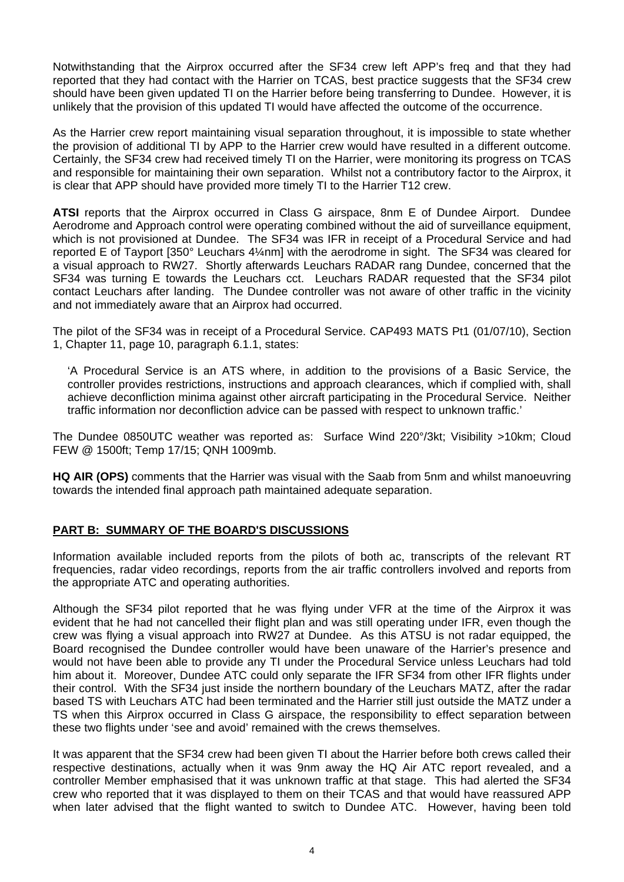Notwithstanding that the Airprox occurred after the SF34 crew left APP's freq and that they had reported that they had contact with the Harrier on TCAS, best practice suggests that the SF34 crew should have been given updated TI on the Harrier before being transferring to Dundee. However, it is unlikely that the provision of this updated TI would have affected the outcome of the occurrence.

As the Harrier crew report maintaining visual separation throughout, it is impossible to state whether the provision of additional TI by APP to the Harrier crew would have resulted in a different outcome. Certainly, the SF34 crew had received timely TI on the Harrier, were monitoring its progress on TCAS and responsible for maintaining their own separation. Whilst not a contributory factor to the Airprox, it is clear that APP should have provided more timely TI to the Harrier T12 crew.

**ATSI** reports that the Airprox occurred in Class G airspace, 8nm E of Dundee Airport. Dundee Aerodrome and Approach control were operating combined without the aid of surveillance equipment, which is not provisioned at Dundee. The SF34 was IFR in receipt of a Procedural Service and had reported E of Tayport [350° Leuchars 4¼nm] with the aerodrome in sight. The SF34 was cleared for a visual approach to RW27. Shortly afterwards Leuchars RADAR rang Dundee, concerned that the SF34 was turning E towards the Leuchars cct. Leuchars RADAR requested that the SF34 pilot contact Leuchars after landing. The Dundee controller was not aware of other traffic in the vicinity and not immediately aware that an Airprox had occurred.

The pilot of the SF34 was in receipt of a Procedural Service. CAP493 MATS Pt1 (01/07/10), Section 1, Chapter 11, page 10, paragraph 6.1.1, states:

> 'A Procedural Service is an ATS where, in addition to the provisions of a Basic Service, the controller provides restrictions, instructions and approach clearances, which if complied with, shall achieve deconfliction minima against other aircraft participating in the Procedural Service. Neither traffic information nor deconfliction advice can be passed with respect to unknown traffic.'

The Dundee 0850UTC weather was reported as: Surface Wind 220°/3kt; Visibility >10km; Cloud FEW @ 1500ft; Temp 17/15; QNH 1009mb.

**HQ AIR (OPS)** comments that the Harrier was visual with the Saab from 5nm and whilst manoeuvring towards the intended final approach path maintained adequate separation.

## PART B: SUMMARY OF THE BOARD'S DISCUSSIONS

Information available included reports from the pilots of both ac, transcripts of the relevant RT frequencies, radar video recordings, reports from the air traffic controllers involved and reports from the appropriate ATC and operating authorities.

Although the SF34 pilot reported that he was flying under VFR at the time of the Airprox it was evident that he had not cancelled their flight plan and was still operating under IFR, even though the crew was flying a visual approach into RW27 at Dundee. As this ATSU is not radar equipped, the Board recognised the Dundee controller would have been unaware of the Harrier's presence and would not have been able to provide any TI under the Procedural Service unless Leuchars had told him about it. Moreover, Dundee ATC could only separate the IFR SF34 from other IFR flights under their control. With the SF34 just inside the northern boundary of the Leuchars MATZ, after the radar based TS with Leuchars ATC had been terminated and the Harrier still just outside the MATZ under a TS when this Airprox occurred in Class G airspace, the responsibility to effect separation between these two flights under 'see and avoid' remained with the crews themselves.

It was apparent that the SF34 crew had been given TI about the Harrier before both crews called their respective destinations, actually when it was 9nm away the HQ Air ATC report revealed, and a controller Member emphasised that it was unknown traffic at that stage. This had alerted the SF34 crew who reported that it was displayed to them on their TCAS and that would have reassured APP when later advised that the flight wanted to switch to Dundee ATC. However, having been told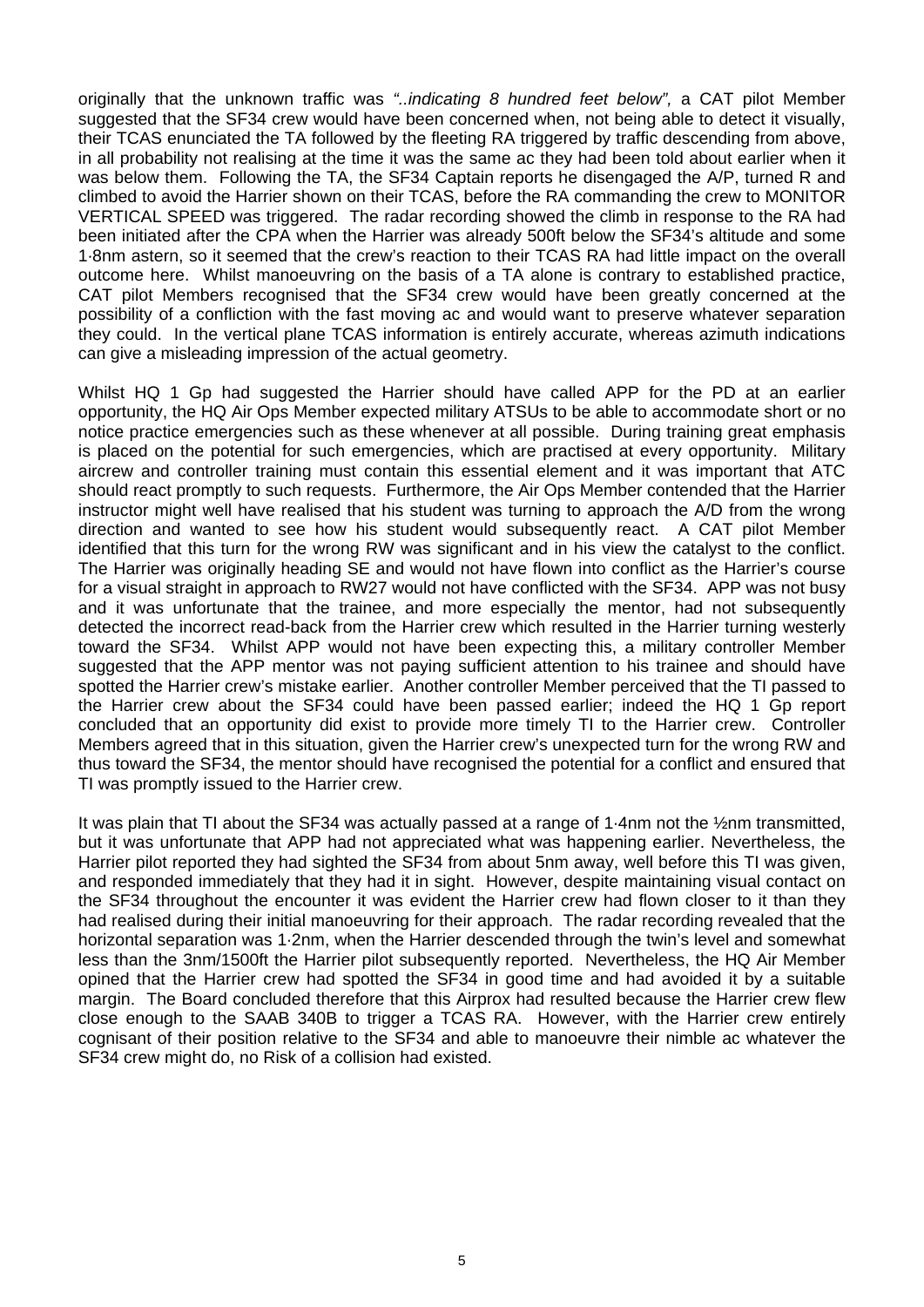originally that the unknown traffic was *"..indicating 8 hundred feet below",* a CAT pilot Member suggested that the SF34 crew would have been concerned when, not being able to detect it visually, their TCAS enunciated the TA followed by the fleeting RA triggered by traffic descending from above, in all probability not realising at the time it was the same ac they had been told about earlier when it was below them. Following the TA, the SF34 Captain reports he disengaged the A/P, turned R and climbed to avoid the Harrier shown on their TCAS, before the RA commanding the crew to MONITOR VERTICAL SPEED was triggered. The radar recording showed the climb in response to the RA had been initiated after the CPA when the Harrier was already 500ft below the SF34's altitude and some 1·8nm astern, so it seemed that the crew's reaction to their TCAS RA had little impact on the overall outcome here. Whilst manoeuvring on the basis of a TA alone is contrary to established practice, CAT pilot Members recognised that the SF34 crew would have been greatly concerned at the possibility of a confliction with the fast moving ac and would want to preserve whatever separation they could. In the vertical plane TCAS information is entirely accurate, whereas azimuth indications can give a misleading impression of the actual geometry.

Whilst HQ 1 Gp had suggested the Harrier should have called APP for the PD at an earlier opportunity, the HQ Air Ops Member expected military ATSUs to be able to accommodate short or no notice practice emergencies such as these whenever at all possible. During training great emphasis is placed on the potential for such emergencies, which are practised at every opportunity. Military aircrew and controller training must contain this essential element and it was important that ATC should react promptly to such requests. Furthermore, the Air Ops Member contended that the Harrier instructor might well have realised that his student was turning to approach the A/D from the wrong direction and wanted to see how his student would subsequently react. A CAT pilot Member identified that this turn for the wrong RW was significant and in his view the catalyst to the conflict. The Harrier was originally heading SE and would not have flown into conflict as the Harrier's course for a visual straight in approach to RW27 would not have conflicted with the SF34. APP was not busy and it was unfortunate that the trainee, and more especially the mentor, had not subsequently detected the incorrect read-back from the Harrier crew which resulted in the Harrier turning westerly toward the SF34. Whilst APP would not have been expecting this, a military controller Member suggested that the APP mentor was not paying sufficient attention to his trainee and should have spotted the Harrier crew's mistake earlier. Another controller Member perceived that the TI passed to the Harrier crew about the SF34 could have been passed earlier; indeed the HQ 1 Gp report concluded that an opportunity did exist to provide more timely TI to the Harrier crew. Controller Members agreed that in this situation, given the Harrier crew's unexpected turn for the wrong RW and thus toward the SF34, the mentor should have recognised the potential for a conflict and ensured that TI was promptly issued to the Harrier crew.

It was plain that TI about the SF34 was actually passed at a range of 1·4nm not the ½nm transmitted, but it was unfortunate that APP had not appreciated what was happening earlier. Nevertheless, the Harrier pilot reported they had sighted the SF34 from about 5nm away, well before this TI was given, and responded immediately that they had it in sight. However, despite maintaining visual contact on the SF34 throughout the encounter it was evident the Harrier crew had flown closer to it than they had realised during their initial manoeuvring for their approach. The radar recording revealed that the horizontal separation was 1·2nm, when the Harrier descended through the twin's level and somewhat less than the 3nm/1500ft the Harrier pilot subsequently reported. Nevertheless, the HQ Air Member opined that the Harrier crew had spotted the SF34 in good time and had avoided it by a suitable margin. The Board concluded therefore that this Airprox had resulted because the Harrier crew flew close enough to the SAAB 340B to trigger a TCAS RA. However, with the Harrier crew entirely cognisant of their position relative to the SF34 and able to manoeuvre their nimble ac whatever the SF34 crew might do, no Risk of a collision had existed.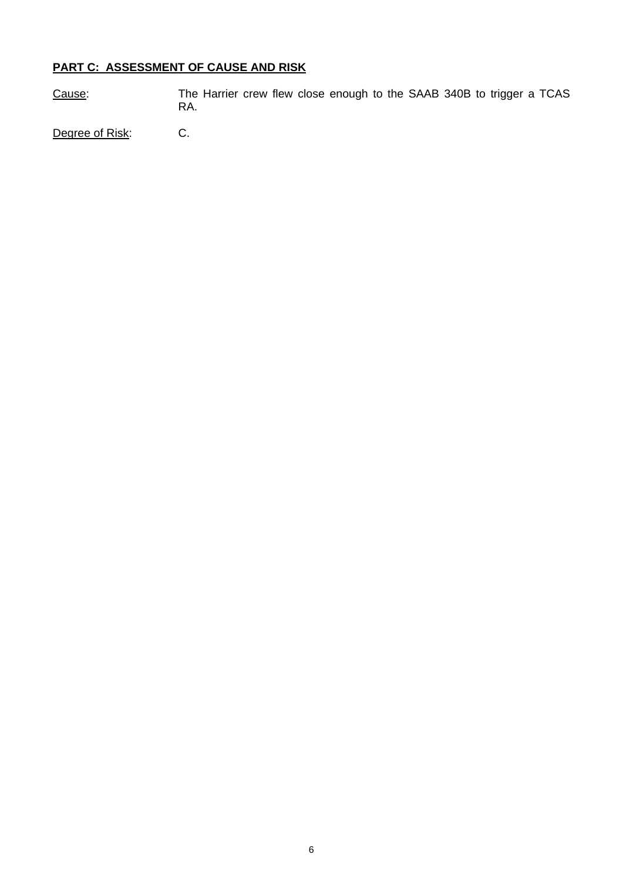**PART C: ASSESSMENT OF CAUSE AND RISK**

Cause: The Harrier crew flew close enough to the SAAB 340B to trigger a TCAS RA.

Degree of Risk: C.